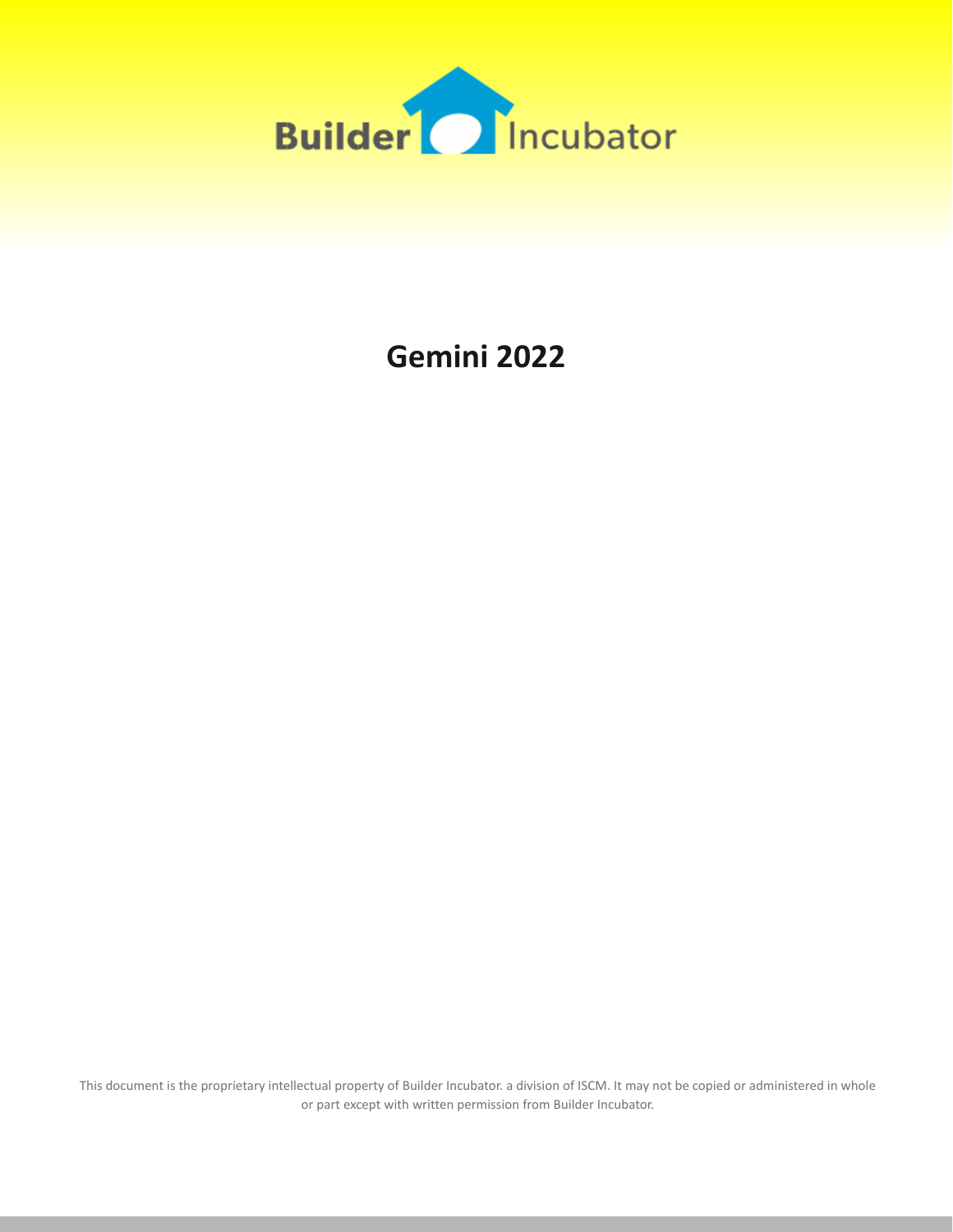Builder Incubator

# Gemini 2022

This document is the proprietary intellectual property of Builder Incubator. a division of ISCM. It may not be copied or administered in whole or part except with written permission from Builder Incubator.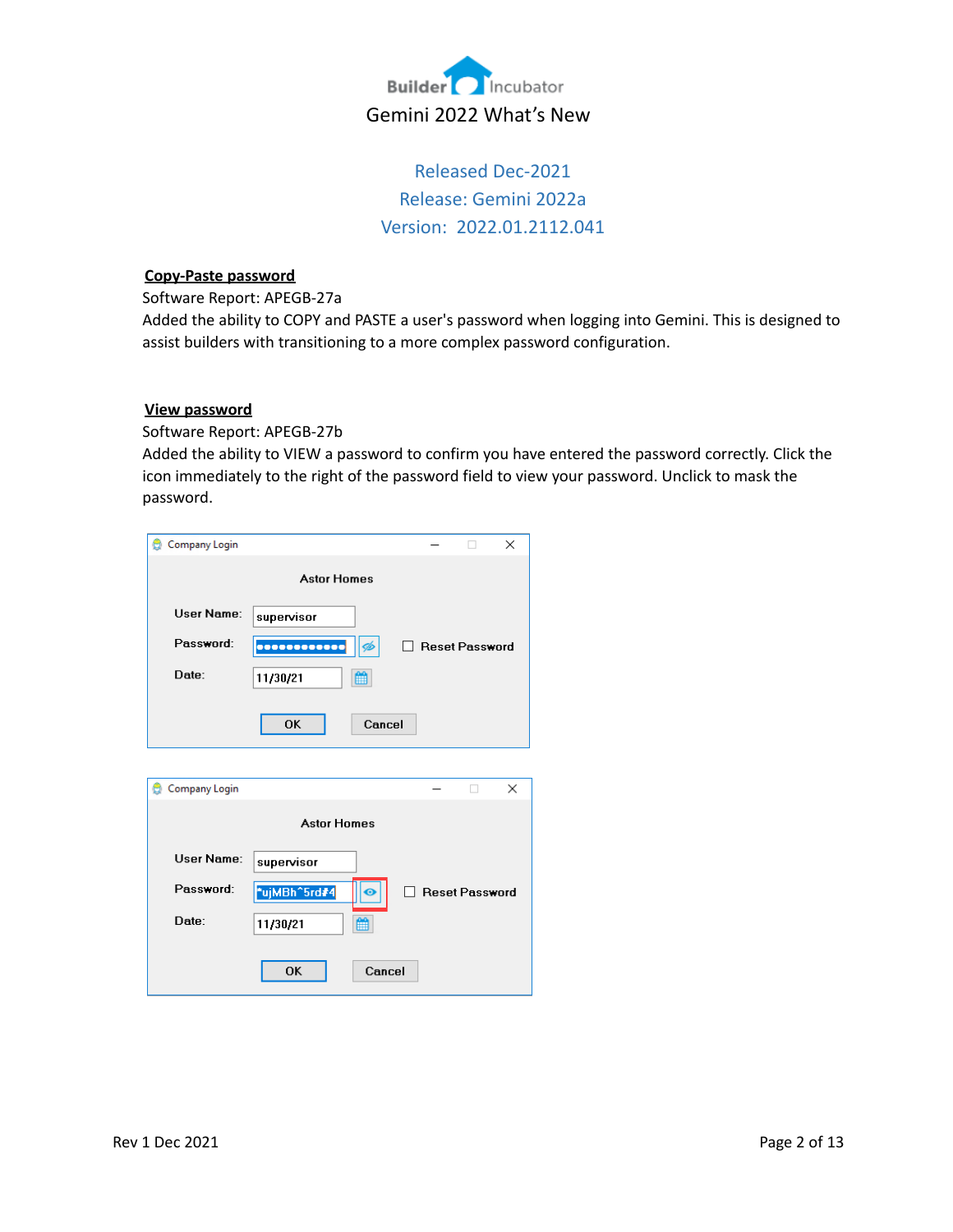Gemini 2022 What's New

Released Dec-2021
Release: Gemini 2022a
Version: 2022.01.2112.041

**Copy-Paste password**

Software Report: APEGB-27a

Added the ability to COPY and PASTE a user's password when logging into Gemini. This is designed to assist builders with transitioning to a more complex password configuration.

**View password**

Software Report: APEGB-27b

Added the ability to VIEW a password to confirm you have entered the password correctly. Click the icon immediately to the right of the password field to view your password. Unclick to mask the password.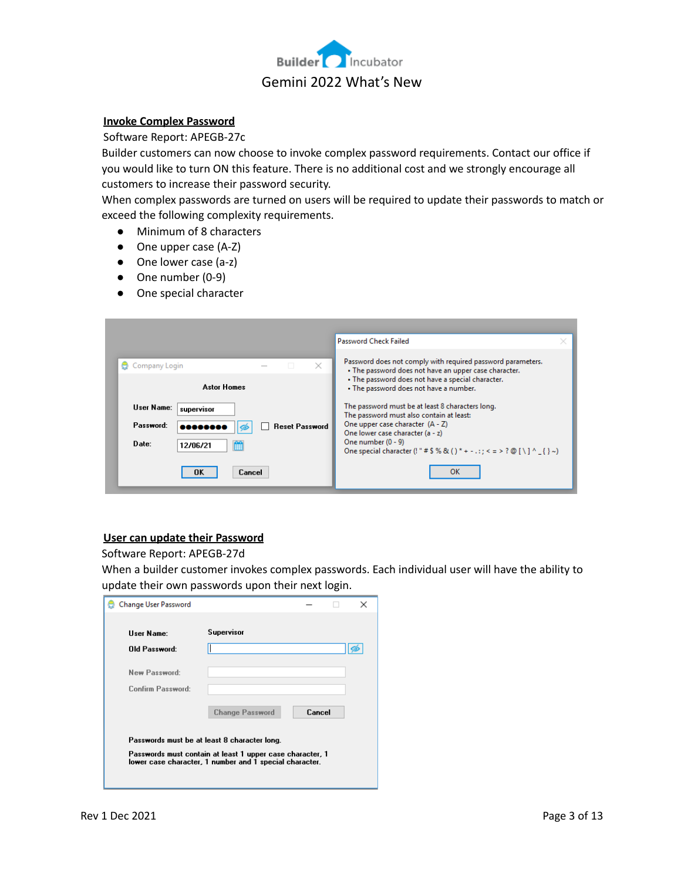## Invoke Complex Password

Software Report: APEGB-27c

Builder customers can now choose to invoke complex password requirements. Contact our office if you would like to turn ON this feature. There is no additional cost and we strongly encourage all customers to increase their password security.

When complex passwords are turned on users will be required to update their passwords to match or exceed the following complexity requirements.

- Minimum of 8 characters
- One upper case (A-Z)
- One lower case (a-z)
- One number (0-9)
- One special character

## User can update their Password

Software Report: APEGB-27d

When a builder customer invokes complex passwords. Each individual user will have the ability to update their own passwords upon their next login.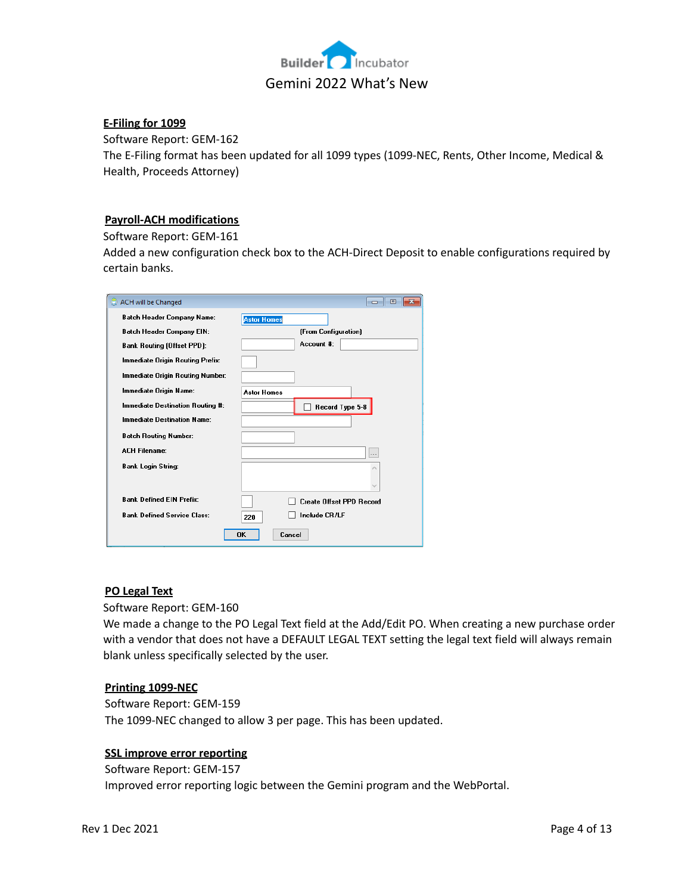## E-Filing for 1099

Software Report: GEM-162

The E-Filing format has been updated for all 1099 types (1099-NEC, Rents, Other Income, Medical & Health, Proceeds Attorney)

## Payroll-ACH modifications

Software Report: GEM-161

Added a new configuration check box to the ACH-Direct Deposit to enable configurations required by certain banks.

## PO Legal Text

Software Report: GEM-160

We made a change to the PO Legal Text field at the Add/Edit PO. When creating a new purchase order with a vendor that does not have a DEFAULT LEGAL TEXT setting the legal text field will always remain blank unless specifically selected by the user.

## Printing 1099-NEC

Software Report: GEM-159

The 1099-NEC changed to allow 3 per page. This has been updated.

## SSL improve error reporting

Software Report: GEM-157

Improved error reporting logic between the Gemini program and the WebPortal.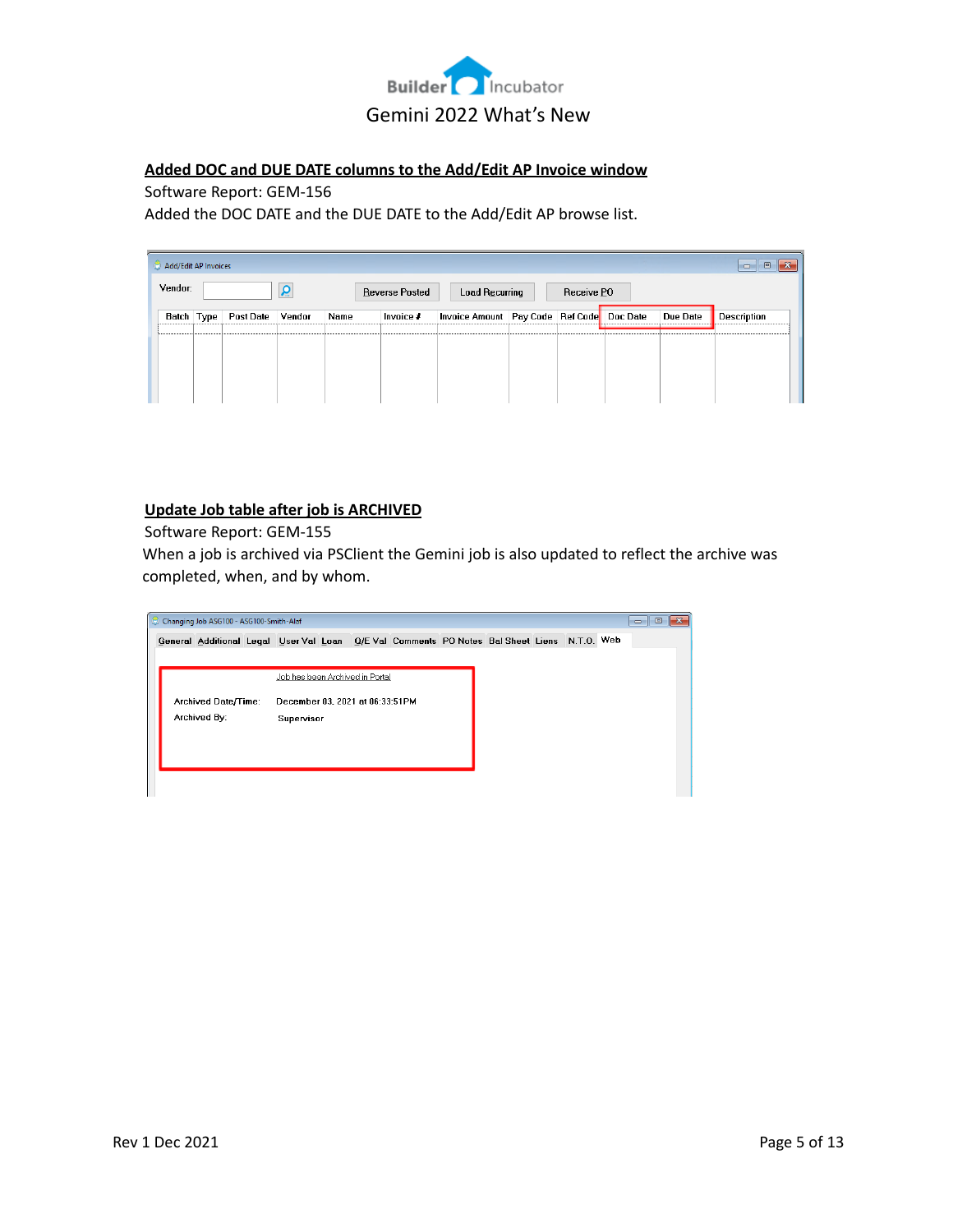**Added DOC and DUE DATE columns to the Add/Edit AP Invoice window**

Software Report: GEM-156

Added the DOC DATE and the DUE DATE to the Add/Edit AP browse list.

**Update Job table after job is ARCHIVED**

Software Report: GEM-155

When a job is archived via PSClient the Gemini job is also updated to reflect the archive was completed, when, and by whom.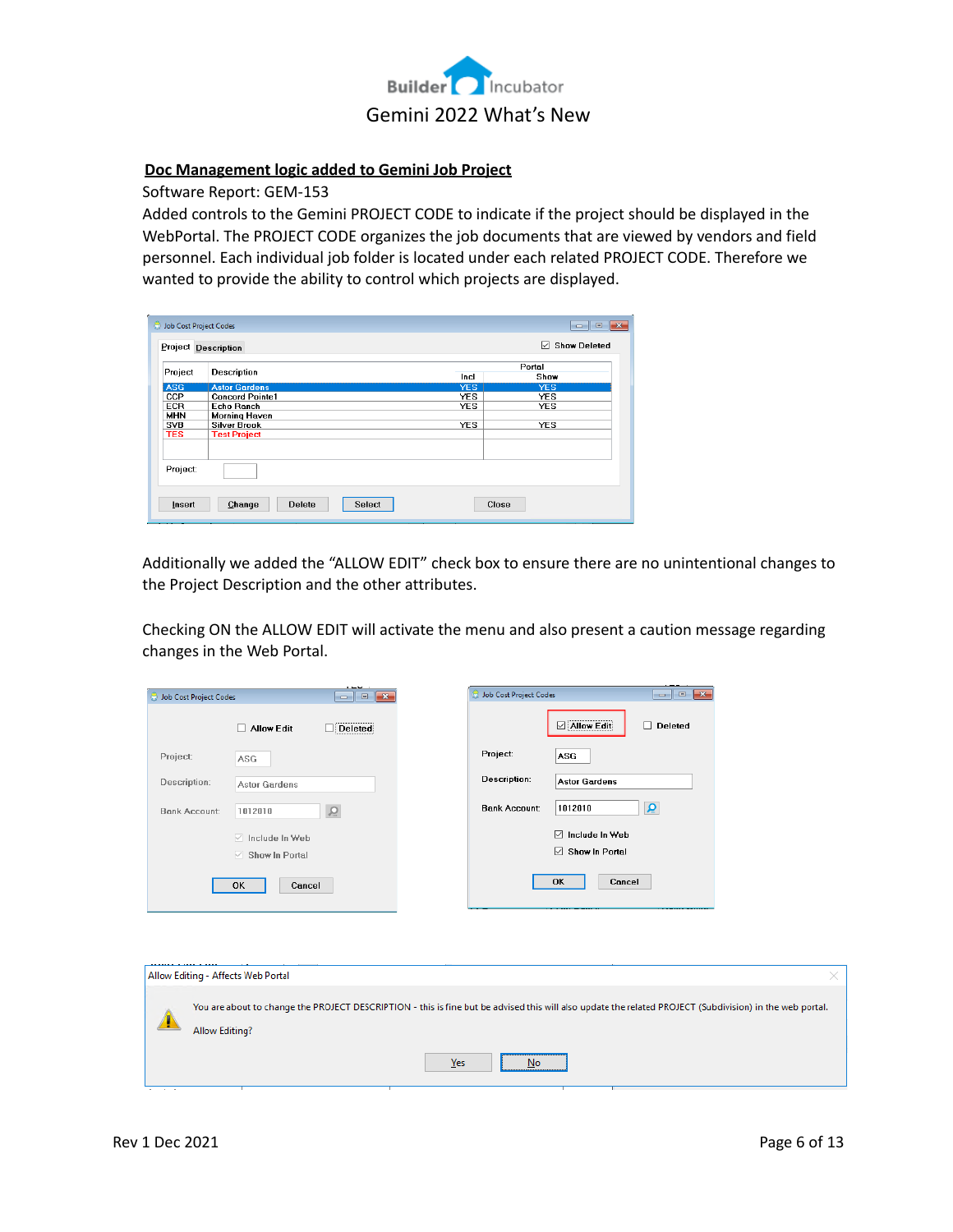## Doc Management logic added to Gemini Job Project

Software Report: GEM-153

Added controls to the Gemini PROJECT CODE to indicate if the project should be displayed in the WebPortal. The PROJECT CODE organizes the job documents that are viewed by vendors and field personnel. Each individual job folder is located under each related PROJECT CODE. Therefore we wanted to provide the ability to control which projects are displayed.

Additionally we added the "ALLOW EDIT" check box to ensure there are no unintentional changes to the Project Description and the other attributes.

Checking ON the ALLOW EDIT will activate the menu and also present a caution message regarding changes in the Web Portal.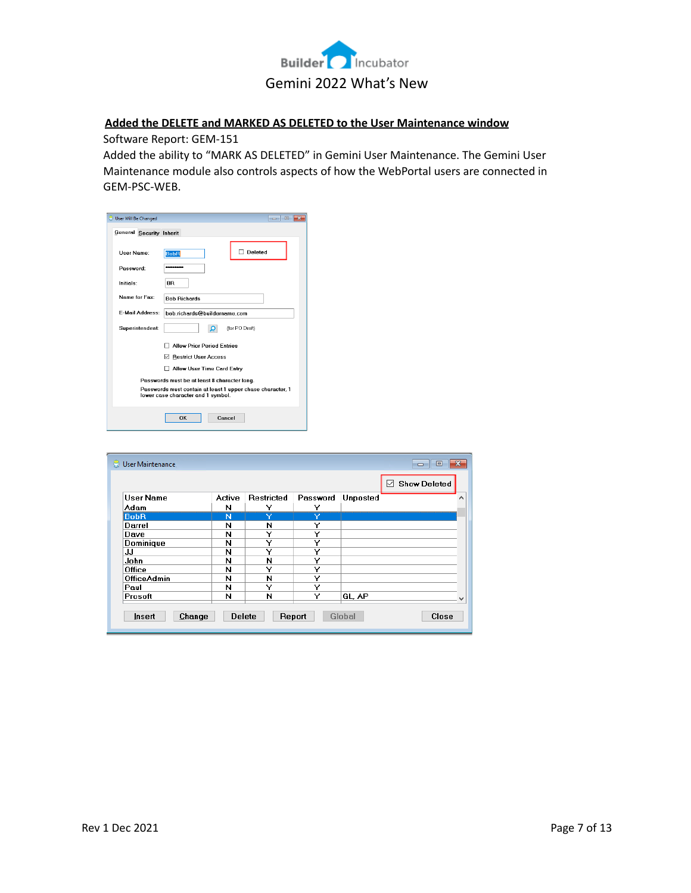## Added the DELETE and MARKED AS DELETED to the User Maintenance window

Software Report: GEM-151

Added the ability to "MARK AS DELETED" in Gemini User Maintenance. The Gemini User Maintenance module also controls aspects of how the WebPortal users are connected in GEM-PSC-WEB.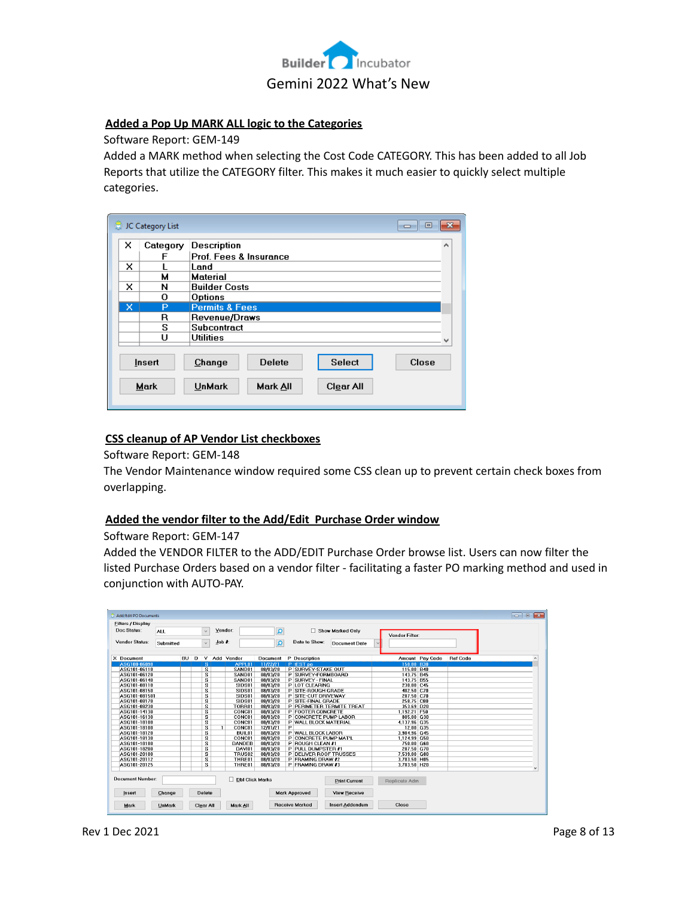## Added a Pop Up MARK ALL logic to the Categories

Software Report: GEM-149

Added a MARK method when selecting the Cost Code CATEGORY. This has been added to all Job Reports that utilize the CATEGORY filter. This makes it much easier to quickly select multiple categories.

## CSS cleanup of AP Vendor List checkboxes

Software Report: GEM-148

The Vendor Maintenance window required some CSS clean up to prevent certain check boxes from overlapping.

## Added the vendor filter to the Add/Edit Purchase Order window

Software Report: GEM-147

Added the VENDOR FILTER to the ADD/EDIT Purchase Order browse list. Users can now filter the listed Purchase Orders based on a vendor filter - facilitating a faster PO marking method and used in conjunction with AUTO-PAY.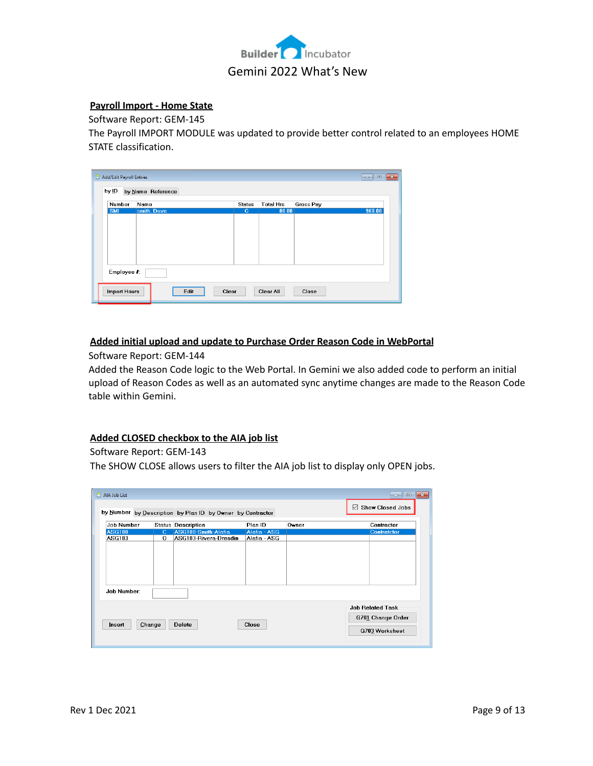## Payroll Import - Home State

Software Report: GEM-145

The Payroll IMPORT MODULE was updated to provide better control related to an employees HOME STATE classification.

## Added initial upload and update to Purchase Order Reason Code in WebPortal

Software Report: GEM-144

Added the Reason Code logic to the Web Portal. In Gemini we also added code to perform an initial upload of Reason Codes as well as an automated sync anytime changes are made to the Reason Code table within Gemini.

## Added CLOSED checkbox to the AIA job list

Software Report: GEM-143

The SHOW CLOSE allows users to filter the AIA job list to display only OPEN jobs.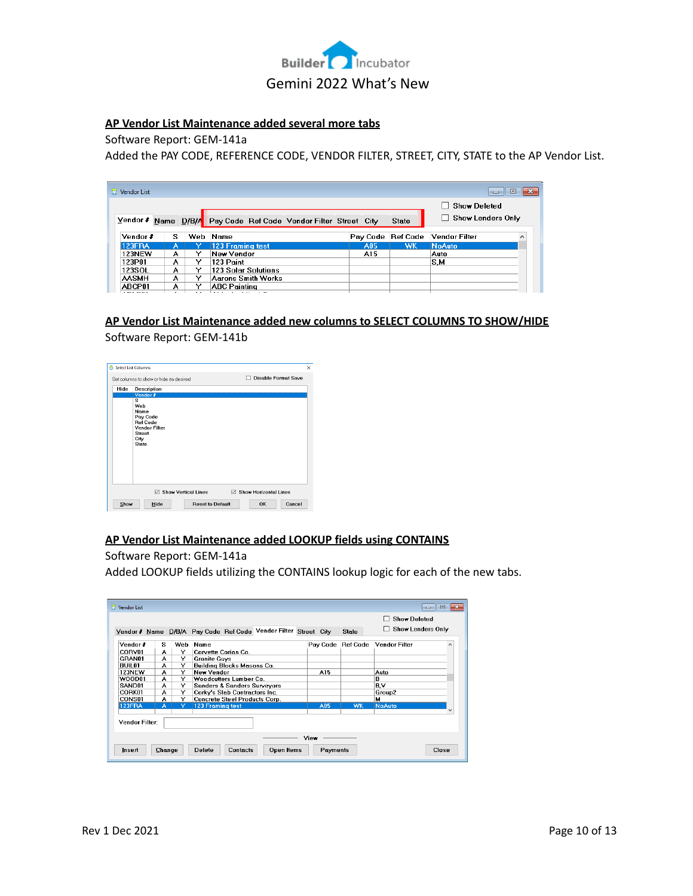## AP Vendor List Maintenance added several more tabs

Software Report: GEM-141a

Added the PAY CODE, REFERENCE CODE, VENDOR FILTER, STREET, CITY, STATE to the AP Vendor List.

## AP Vendor List Maintenance added new columns to SELECT COLUMNS TO SHOW/HIDE

Software Report: GEM-141b

## AP Vendor List Maintenance added LOOKUP fields using CONTAINS

Software Report: GEM-141a

Added LOOKUP fields utilizing the CONTAINS lookup logic for each of the new tabs.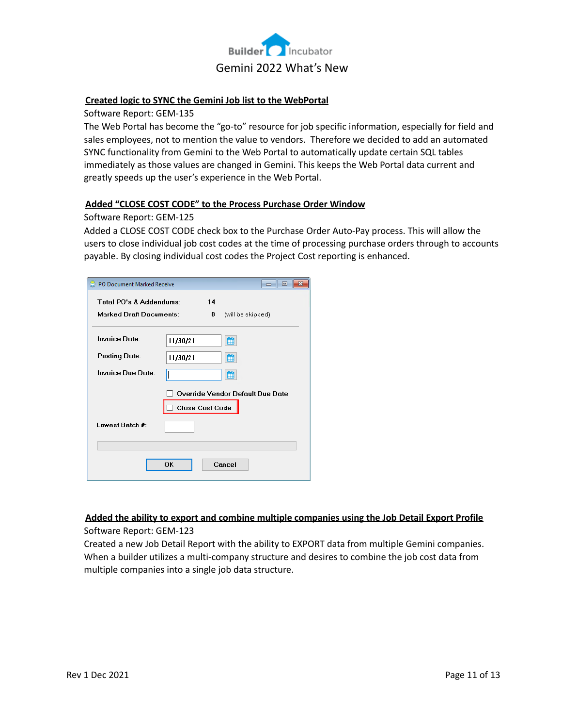**Created logic to SYNC the Gemini Job list to the WebPortal**

Software Report: GEM-135

The Web Portal has become the "go-to" resource for job specific information, especially for field and sales employees, not to mention the value to vendors. Therefore we decided to add an automated SYNC functionality from Gemini to the Web Portal to automatically update certain SQL tables immediately as those values are changed in Gemini. This keeps the Web Portal data current and greatly speeds up the user's experience in the Web Portal.

**Added "CLOSE COST CODE" to the Process Purchase Order Window**

Software Report: GEM-125

Added a CLOSE COST CODE check box to the Purchase Order Auto-Pay process. This will allow the users to close individual job cost codes at the time of processing purchase orders through to accounts payable. By closing individual cost codes the Project Cost reporting is enhanced.

**Added the ability to export and combine multiple companies using the Job Detail Export Profile**

Software Report: GEM-123

Created a new Job Detail Report with the ability to EXPORT data from multiple Gemini companies. When a builder utilizes a multi-company structure and desires to combine the job cost data from multiple companies into a single job data structure.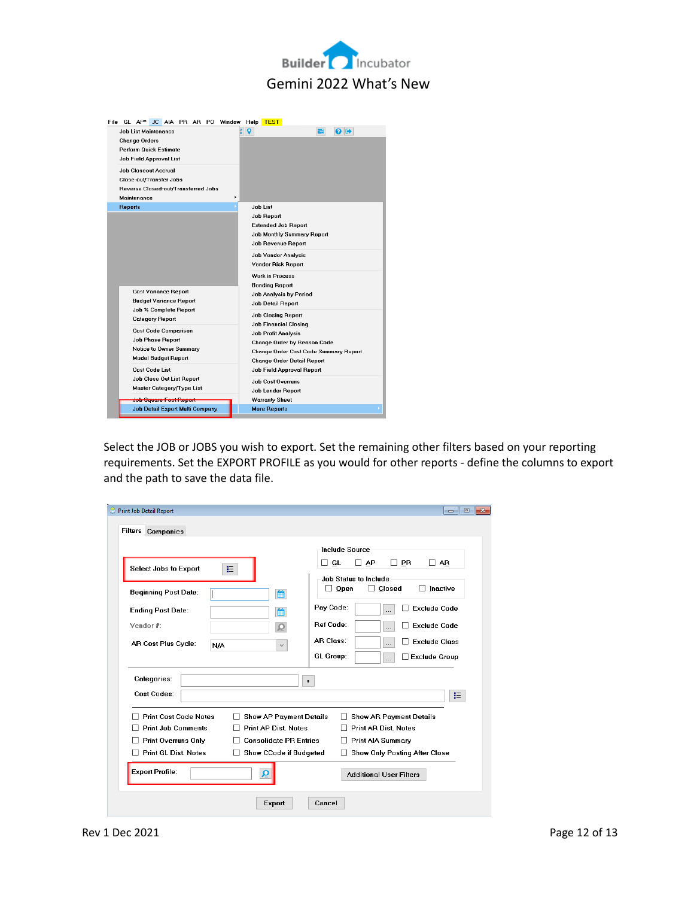Select the JOB or JOBS you wish to export. Set the remaining other filters based on your reporting requirements. Set the EXPORT PROFILE as you would for other reports - define the columns to export and the path to save the data file.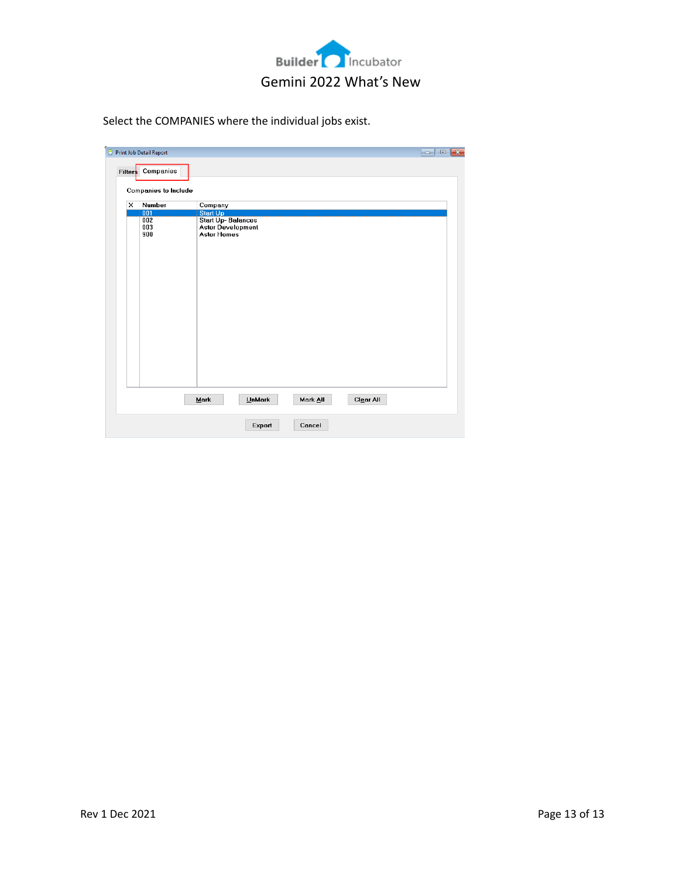Select the COMPANIES where the individual jobs exist.

Print Job Detail Report

Filters | Companies

Companies to Include

| X | Number | Company |
|---|---|---|
| | 001 | Start Up |
| | 002 | Start Up- Balances |
| | 003 | Astor Development |
| | 900 | Astor Homes |

Mark | UnMark | Mark All | Clear All

Export | Cancel